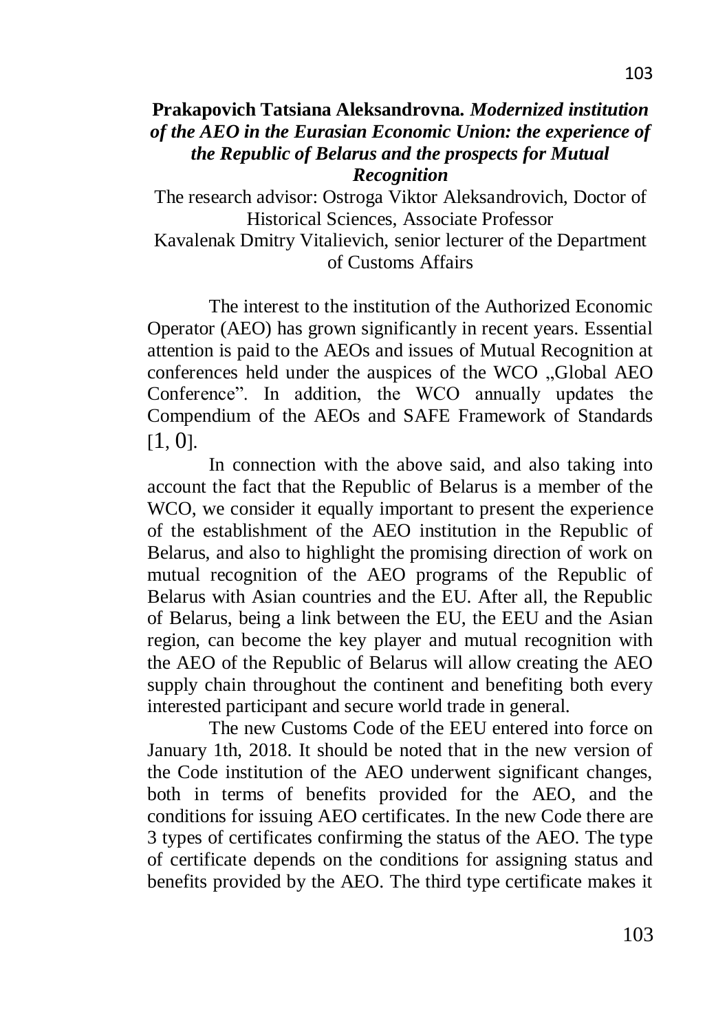**Prakapovich Tatsiana Aleksandrovna.** ***Modernized institution of the AEO in the Eurasian Economic Union: the experience of the Republic of Belarus and the prospects for Mutual Recognition***

The research advisor: Ostroga Viktor Aleksandrovich, Doctor of Historical Sciences, Associate Professor

Kavalenak Dmitry Vitalievich, senior lecturer of the Department of Customs Affairs

The interest to the institution of the Authorized Economic Operator (AEO) has grown significantly in recent years. Essential attention is paid to the AEOs and issues of Mutual Recognition at conferences held under the auspices of the WCO „Global AEO Conference". In addition, the WCO annually updates the Compendium of the AEOs and SAFE Framework of Standards [1, 0].

In connection with the above said, and also taking into account the fact that the Republic of Belarus is a member of the WCO, we consider it equally important to present the experience of the establishment of the AEO institution in the Republic of Belarus, and also to highlight the promising direction of work on mutual recognition of the AEO programs of the Republic of Belarus with Asian countries and the EU. After all, the Republic of Belarus, being a link between the EU, the EEU and the Asian region, can become the key player and mutual recognition with the AEO of the Republic of Belarus will allow creating the AEO supply chain throughout the continent and benefiting both every interested participant and secure world trade in general.

The new Customs Code of the EEU entered into force on January 1th, 2018. It should be noted that in the new version of the Code institution of the AEO underwent significant changes, both in terms of benefits provided for the AEO, and the conditions for issuing AEO certificates. In the new Code there are 3 types of certificates confirming the status of the AEO. The type of certificate depends on the conditions for assigning status and benefits provided by the AEO. The third type certificate makes it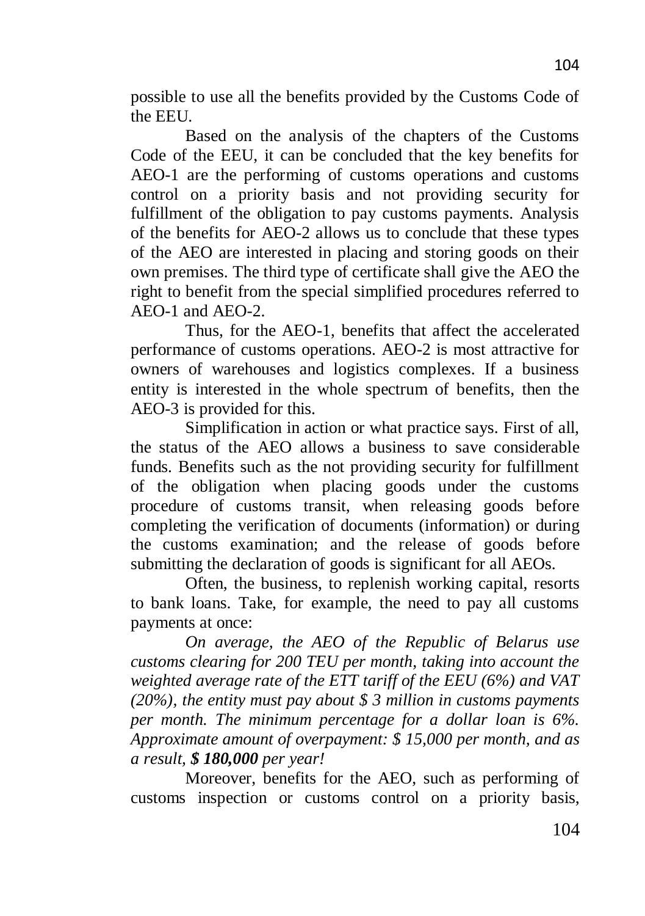possible to use all the benefits provided by the Customs Code of the EEU.

Based on the analysis of the chapters of the Customs Code of the EEU, it can be concluded that the key benefits for AEO-1 are the performing of customs operations and customs control on a priority basis and not providing security for fulfillment of the obligation to pay customs payments. Analysis of the benefits for AEO-2 allows us to conclude that these types of the AEO are interested in placing and storing goods on their own premises. The third type of certificate shall give the AEO the right to benefit from the special simplified procedures referred to AEO-1 and AEO-2.

Thus, for the AEO-1, benefits that affect the accelerated performance of customs operations. AEO-2 is most attractive for owners of warehouses and logistics complexes. If a business entity is interested in the whole spectrum of benefits, then the AEO-3 is provided for this.

Simplification in action or what practice says. First of all, the status of the AEO allows a business to save considerable funds. Benefits such as the not providing security for fulfillment of the obligation when placing goods under the customs procedure of customs transit, when releasing goods before completing the verification of documents (information) or during the customs examination; and the release of goods before submitting the declaration of goods is significant for all AEOs.

Often, the business, to replenish working capital, resorts to bank loans. Take, for example, the need to pay all customs payments at once:

*On average, the AEO of the Republic of Belarus use customs clearing for 200 TEU per month, taking into account the weighted average rate of the ETT tariff of the EEU (6%) and VAT (20%), the entity must pay about $ 3 million in customs payments per month. The minimum percentage for a dollar loan is 6%. Approximate amount of overpayment: $ 15,000 per month, and as a result,* ***$ 180,000*** *per year!*

Moreover, benefits for the AEO, such as performing of customs inspection or customs control on a priority basis,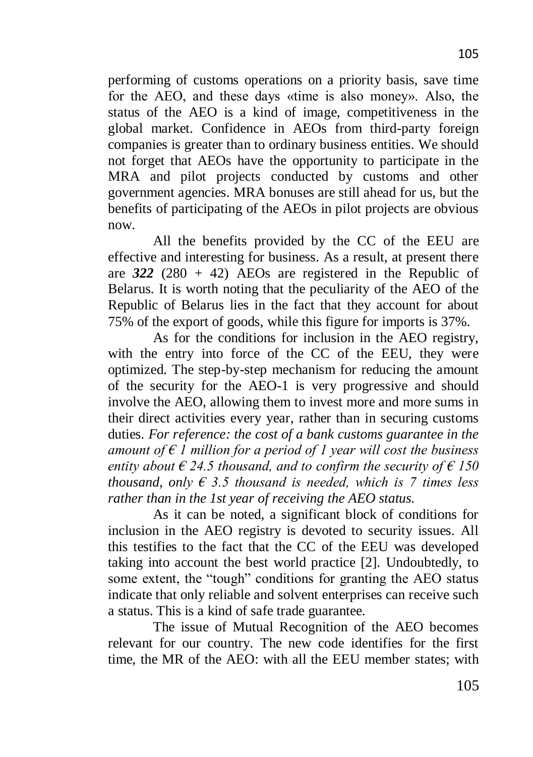performing of customs operations on a priority basis, save time for the AEO, and these days «time is also money». Also, the status of the AEO is a kind of image, competitiveness in the global market. Confidence in AEOs from third-party foreign companies is greater than to ordinary business entities. We should not forget that AEOs have the opportunity to participate in the MRA and pilot projects conducted by customs and other government agencies. MRA bonuses are still ahead for us, but the benefits of participating of the AEOs in pilot projects are obvious now.

All the benefits provided by the CC of the EEU are effective and interesting for business. As a result, at present there are ***322*** (280 + 42) AEOs are registered in the Republic of Belarus. It is worth noting that the peculiarity of the AEO of the Republic of Belarus lies in the fact that they account for about 75% of the export of goods, while this figure for imports is 37%.

As for the conditions for inclusion in the AEO registry, with the entry into force of the CC of the EEU, they were optimized. The step-by-step mechanism for reducing the amount of the security for the AEO-1 is very progressive and should involve the AEO, allowing them to invest more and more sums in their direct activities every year, rather than in securing customs duties. *For reference: the cost of a bank customs guarantee in the amount of € 1 million for a period of 1 year will cost the business entity about € 24.5 thousand, and to confirm the security of € 150 thousand, only € 3.5 thousand is needed, which is 7 times less rather than in the 1st year of receiving the AEO status.*

As it can be noted, a significant block of conditions for inclusion in the AEO registry is devoted to security issues. All this testifies to the fact that the CC of the EEU was developed taking into account the best world practice [2]. Undoubtedly, to some extent, the "tough" conditions for granting the AEO status indicate that only reliable and solvent enterprises can receive such a status. This is a kind of safe trade guarantee.

The issue of Mutual Recognition of the AEO becomes relevant for our country. The new code identifies for the first time, the MR of the AEO: with all the EEU member states; with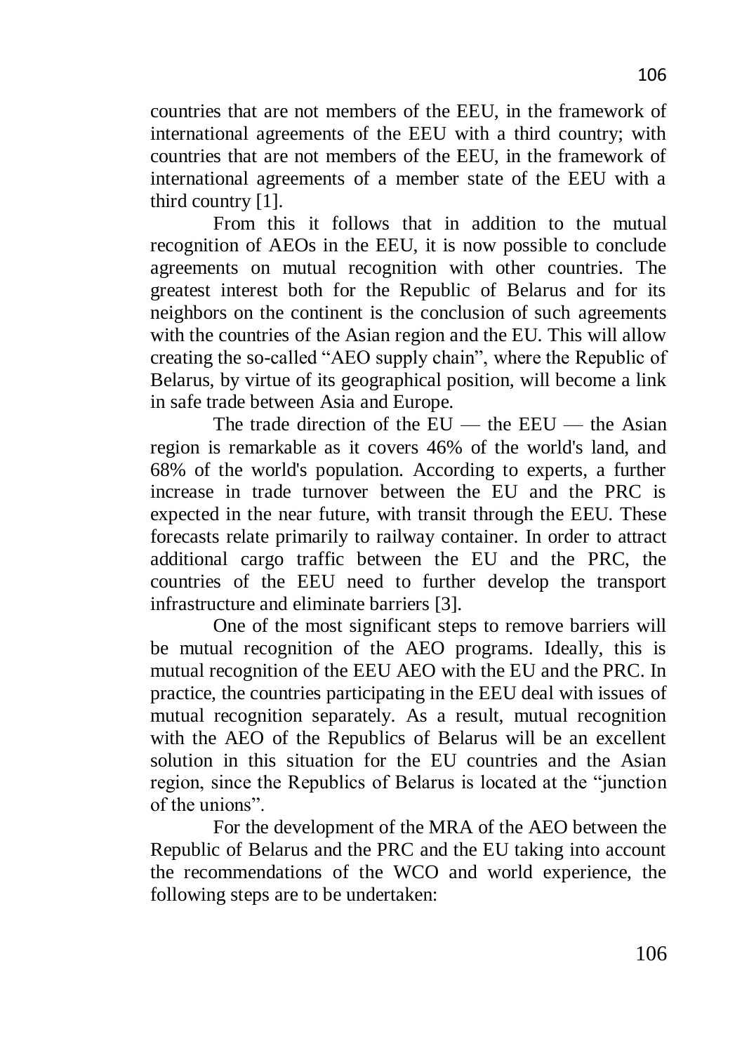countries that are not members of the EEU, in the framework of international agreements of the EEU with a third country; with countries that are not members of the EEU, in the framework of international agreements of a member state of the EEU with a third country [1].

From this it follows that in addition to the mutual recognition of AEOs in the EEU, it is now possible to conclude agreements on mutual recognition with other countries. The greatest interest both for the Republic of Belarus and for its neighbors on the continent is the conclusion of such agreements with the countries of the Asian region and the EU. This will allow creating the so-called "AEO supply chain", where the Republic of Belarus, by virtue of its geographical position, will become a link in safe trade between Asia and Europe.

The trade direction of the EU — the EEU — the Asian region is remarkable as it covers 46% of the world's land, and 68% of the world's population. According to experts, a further increase in trade turnover between the EU and the PRC is expected in the near future, with transit through the EEU. These forecasts relate primarily to railway container. In order to attract additional cargo traffic between the EU and the PRC, the countries of the EEU need to further develop the transport infrastructure and eliminate barriers [3].

One of the most significant steps to remove barriers will be mutual recognition of the AEO programs. Ideally, this is mutual recognition of the EEU AEO with the EU and the PRC. In practice, the countries participating in the EEU deal with issues of mutual recognition separately. As a result, mutual recognition with the AEO of the Republics of Belarus will be an excellent solution in this situation for the EU countries and the Asian region, since the Republics of Belarus is located at the "junction of the unions".

For the development of the MRA of the AEO between the Republic of Belarus and the PRC and the EU taking into account the recommendations of the WCO and world experience, the following steps are to be undertaken: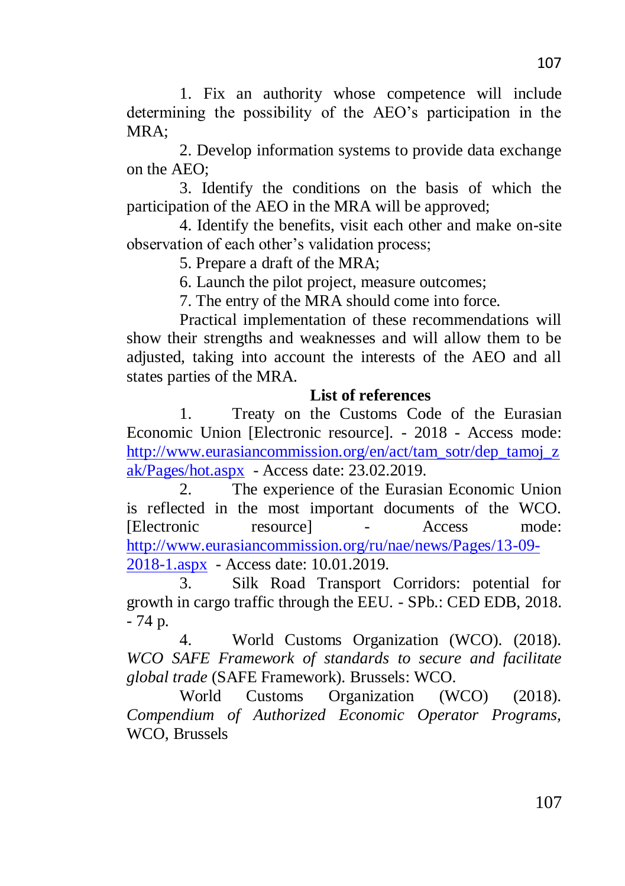1. Fix an authority whose competence will include determining the possibility of the AEO's participation in the MRA;

2. Develop information systems to provide data exchange on the AEO;

3. Identify the conditions on the basis of which the participation of the AEO in the MRA will be approved;

4. Identify the benefits, visit each other and make on-site observation of each other's validation process;

5. Prepare a draft of the MRA;

6. Launch the pilot project, measure outcomes;

7. The entry of the MRA should come into force.

Practical implementation of these recommendations will show their strengths and weaknesses and will allow them to be adjusted, taking into account the interests of the AEO and all states parties of the MRA.

## List of references

1. Treaty on the Customs Code of the Eurasian Economic Union [Electronic resource]. - 2018 - Access mode: http://www.eurasiancommission.org/en/act/tam_sotr/dep_tamoj_zak/Pages/hot.aspx - Access date: 23.02.2019.

2. The experience of the Eurasian Economic Union is reflected in the most important documents of the WCO. [Electronic resource] - Access mode: http://www.eurasiancommission.org/ru/nae/news/Pages/13-09-2018-1.aspx - Access date: 10.01.2019.

3. Silk Road Transport Corridors: potential for growth in cargo traffic through the EEU. - SPb.: CED EDB, 2018. - 74 p.

4. World Customs Organization (WCO). (2018). *WCO SAFE Framework of standards to secure and facilitate global trade* (SAFE Framework). Brussels: WCO.

World Customs Organization (WCO) (2018). *Compendium of Authorized Economic Operator Programs,* WCO, Brussels